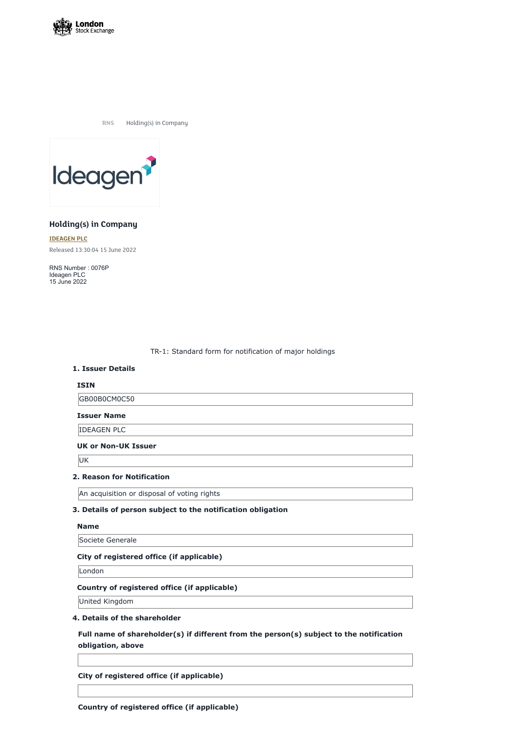RNS Holding(s) in Company

## Holding(s) in Company

**IDEAGEN PLC**

Released 13:30:04 15 June 2022

RNS Number : 0076P
Ideagen PLC
15 June 2022

TR-1: Standard form for notification of major holdings

### 1. Issuer Details

**ISIN**

GB00B0CM0C50

**Issuer Name**

IDEAGEN PLC

**UK or Non-UK Issuer**

UK

### 2. Reason for Notification

An acquisition or disposal of voting rights

### 3. Details of person subject to the notification obligation

**Name**

Societe Generale

**City of registered office (if applicable)**

London

**Country of registered office (if applicable)**

United Kingdom

### 4. Details of the shareholder

**Full name of shareholder(s) if different from the person(s) subject to the notification obligation, above**

**City of registered office (if applicable)**

**Country of registered office (if applicable)**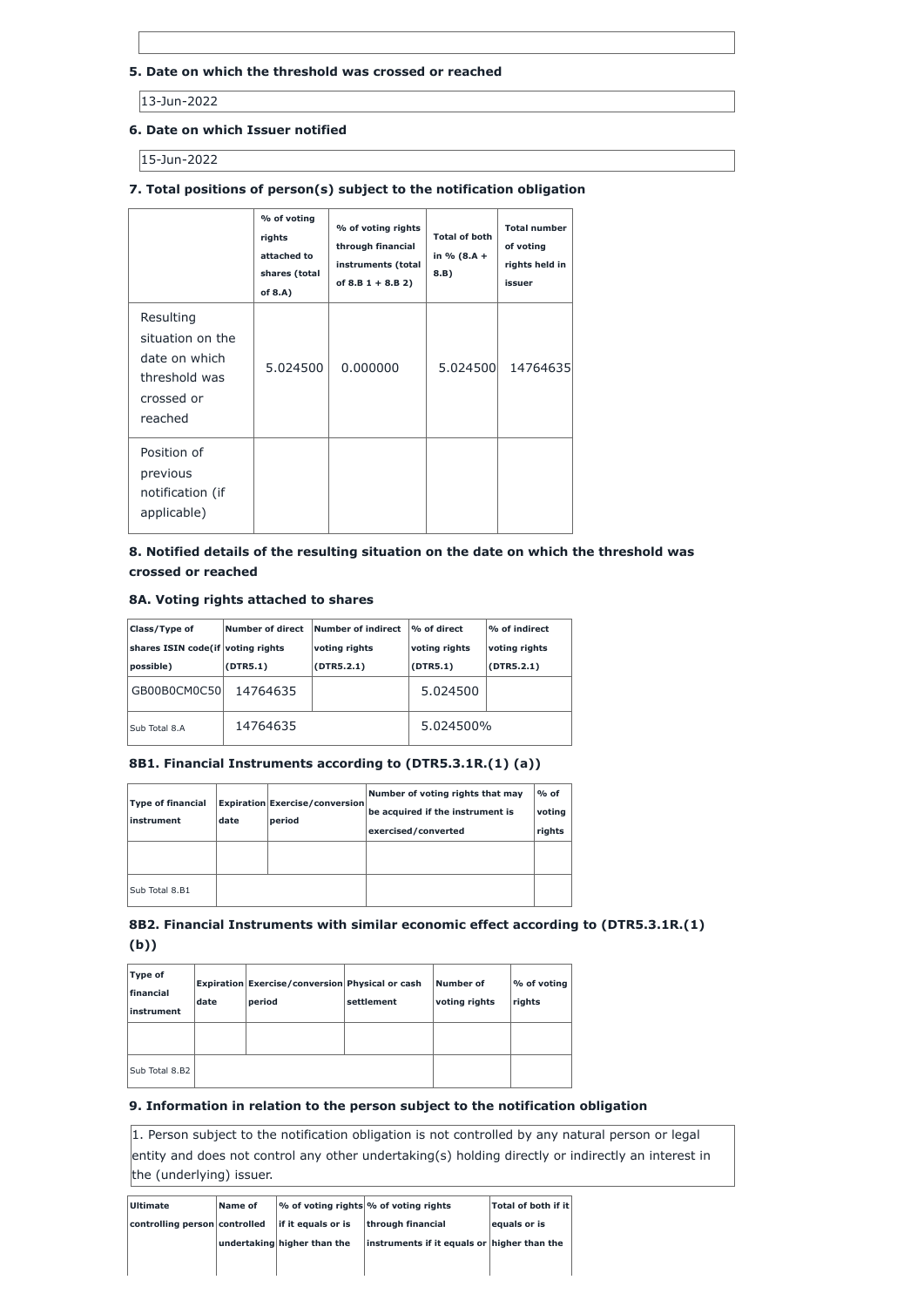5. **Date on which the threshold was crossed or reached**

13-Jun-2022

6. **Date on which Issuer notified**

15-Jun-2022

7. **Total positions of person(s) subject to the notification obligation**

| | % of voting rights attached to shares (total of 8.A) | % of voting rights through financial instruments (total of 8.B 1 + 8.B 2) | Total of both in % (8.A + 8.B) | Total number of voting rights held in issuer |
|---|---|---|---|---|
| Resulting situation on the date on which threshold was crossed or reached | 5.024500 | 0.000000 | 5.024500 | 14764635 |
| Position of previous notification (if applicable) | | | | |

8. **Notified details of the resulting situation on the date on which the threshold was crossed or reached**

**8A. Voting rights attached to shares**

| Class/Type of shares ISIN code(if possible) | Number of direct voting rights (DTR5.1) | Number of indirect voting rights (DTR5.2.1) | % of direct voting rights (DTR5.1) | % of indirect voting rights (DTR5.2.1) |
|---|---|---|---|---|
| GB00B0CM0C50 | 14764635 | | 5.024500 | |
| Sub Total 8.A | 14764635 | | 5.024500% | |

**8B1. Financial Instruments according to (DTR5.3.1R.(1) (a))**

| Type of financial instrument | Expiration date | Exercise/conversion period | Number of voting rights that may be acquired if the instrument is exercised/converted | % of voting rights |
|---|---|---|---|---|
| | | | | |
| Sub Total 8.B1 | | | | |

**8B2. Financial Instruments with similar economic effect according to (DTR5.3.1R.(1) (b))**

| Type of financial instrument | Expiration date | Exercise/conversion period | Physical or cash settlement | Number of voting rights | % of voting rights |
|---|---|---|---|---|---|
| | | | | | |
| Sub Total 8.B2 | | | | | |

9. **Information in relation to the person subject to the notification obligation**

1. Person subject to the notification obligation is not controlled by any natural person or legal entity and does not control any other undertaking(s) holding directly or indirectly an interest in the (underlying) issuer.

| Ultimate controlling person | Name of controlled undertaking | % of voting rights if it equals or is higher than the | % of voting rights through financial instruments if it equals or higher than the | Total of both if it equals or is higher than the |
|---|---|---|---|---|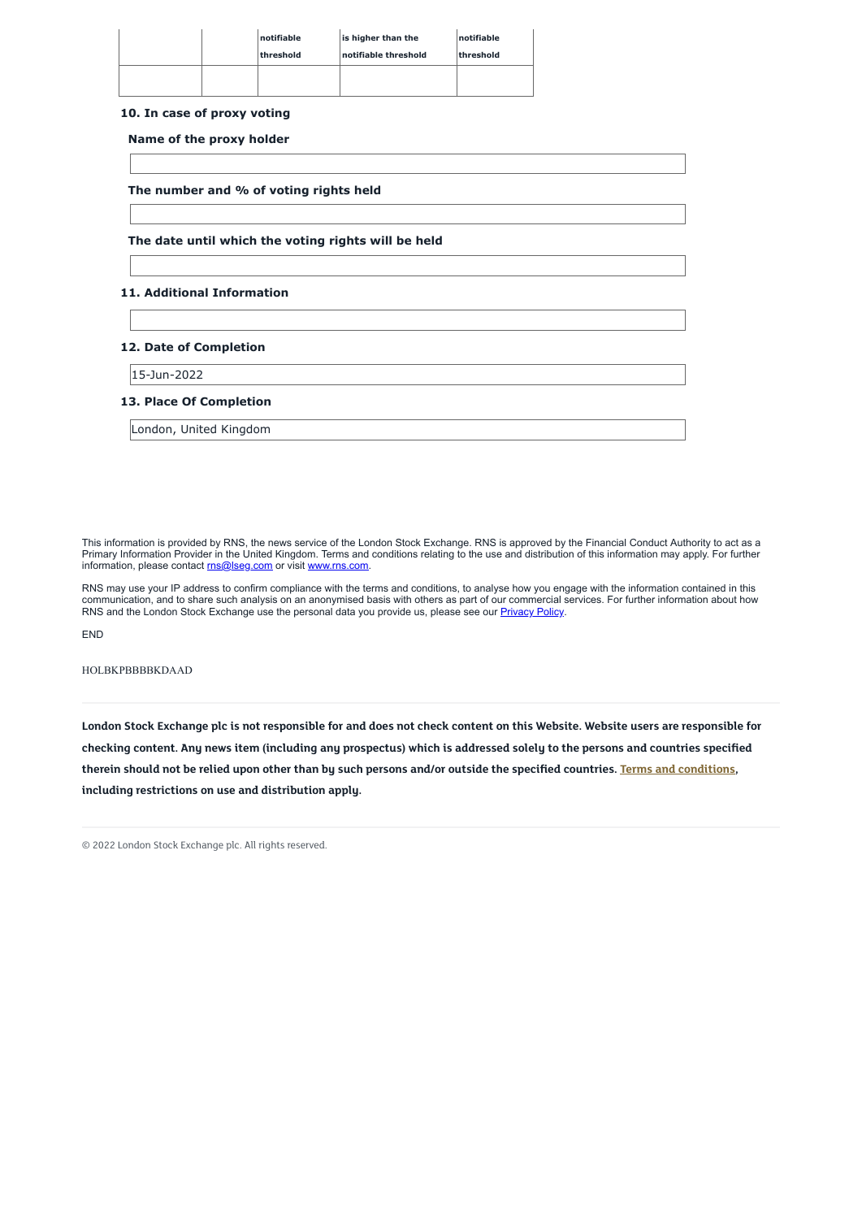| | | notifiable threshold | is higher than the notifiable threshold | notifiable threshold |
|---|---|---|---|---|
| | | | | |

### 10. In case of proxy voting

**Name of the proxy holder**

**The number and % of voting rights held**

**The date until which the voting rights will be held**

### 11. Additional Information

### 12. Date of Completion

15-Jun-2022

### 13. Place Of Completion

London, United Kingdom

This information is provided by RNS, the news service of the London Stock Exchange. RNS is approved by the Financial Conduct Authority to act as a Primary Information Provider in the United Kingdom. Terms and conditions relating to the use and distribution of this information may apply. For further information, please contact rns@lseg.com or visit www.rns.com.

RNS may use your IP address to confirm compliance with the terms and conditions, to analyse how you engage with the information contained in this communication, and to share such analysis on an anonymised basis with others as part of our commercial services. For further information about how RNS and the London Stock Exchange use the personal data you provide us, please see our Privacy Policy.

END

HOLBKPBBBBKDAAD

**London Stock Exchange plc is not responsible for and does not check content on this Website. Website users are responsible for checking content. Any news item (including any prospectus) which is addressed solely to the persons and countries specified therein should not be relied upon other than by such persons and/or outside the specified countries. Terms and conditions, including restrictions on use and distribution apply.**

© 2022 London Stock Exchange plc. All rights reserved.